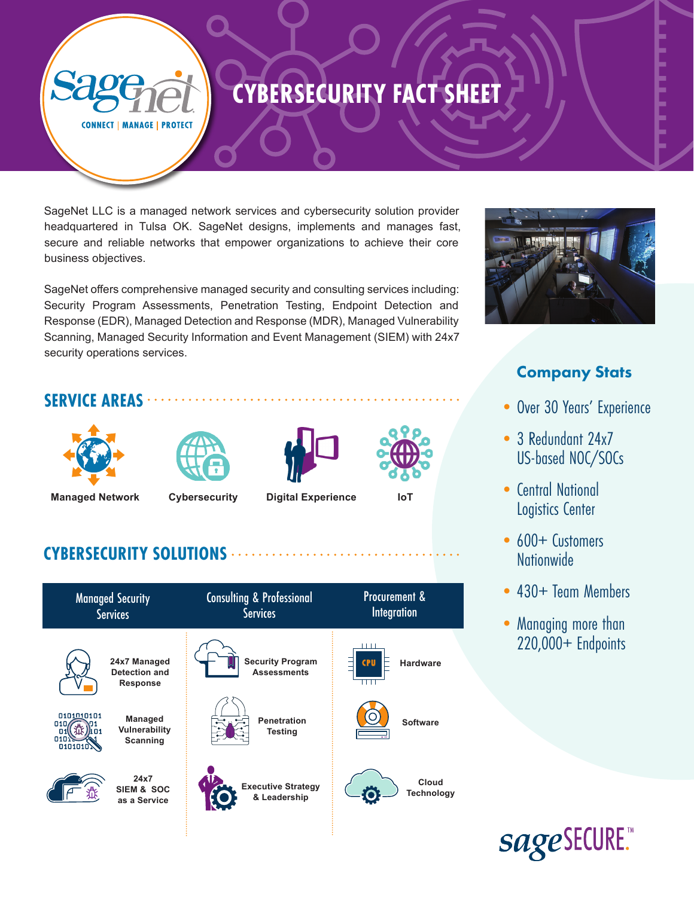# CYBERSECURITY FACT SHEET

SageNet LLC is a managed network services and cybersecurity solution provider headquartered in Tulsa OK. SageNet designs, implements and manages fast, secure and reliable networks that empower organizations to achieve their core business objectives.

SageNet offers comprehensive managed security and consulting services including: Security Program Assessments, Penetration Testing, Endpoint Detection and Response (EDR), Managed Detection and Response (MDR), Managed Vulnerability Scanning, Managed Security Information and Event Management (SIEM) with 24x7 security operations services.

## SERVICE AREAS

- Managed Network
- Cybersecurity
- Digital Experience
- IoT

## CYBERSECURITY SOLUTIONS

| Managed Security Services | Consulting & Professional Services | Procurement & Integration |
|---|---|---|
| 24x7 Managed Detection and Response | Security Program Assessments | Hardware |
| Managed Vulnerability Scanning | Penetration Testing | Software |
| 24x7 SIEM & SOC as a Service | Executive Strategy & Leadership | Cloud Technology |

### Company Stats

- Over 30 Years' Experience
- 3 Redundant 24x7 US-based NOC/SOCs
- Central National Logistics Center
- 600+ Customers Nationwide
- 430+ Team Members
- Managing more than 220,000+ Endpoints

sageSECURE™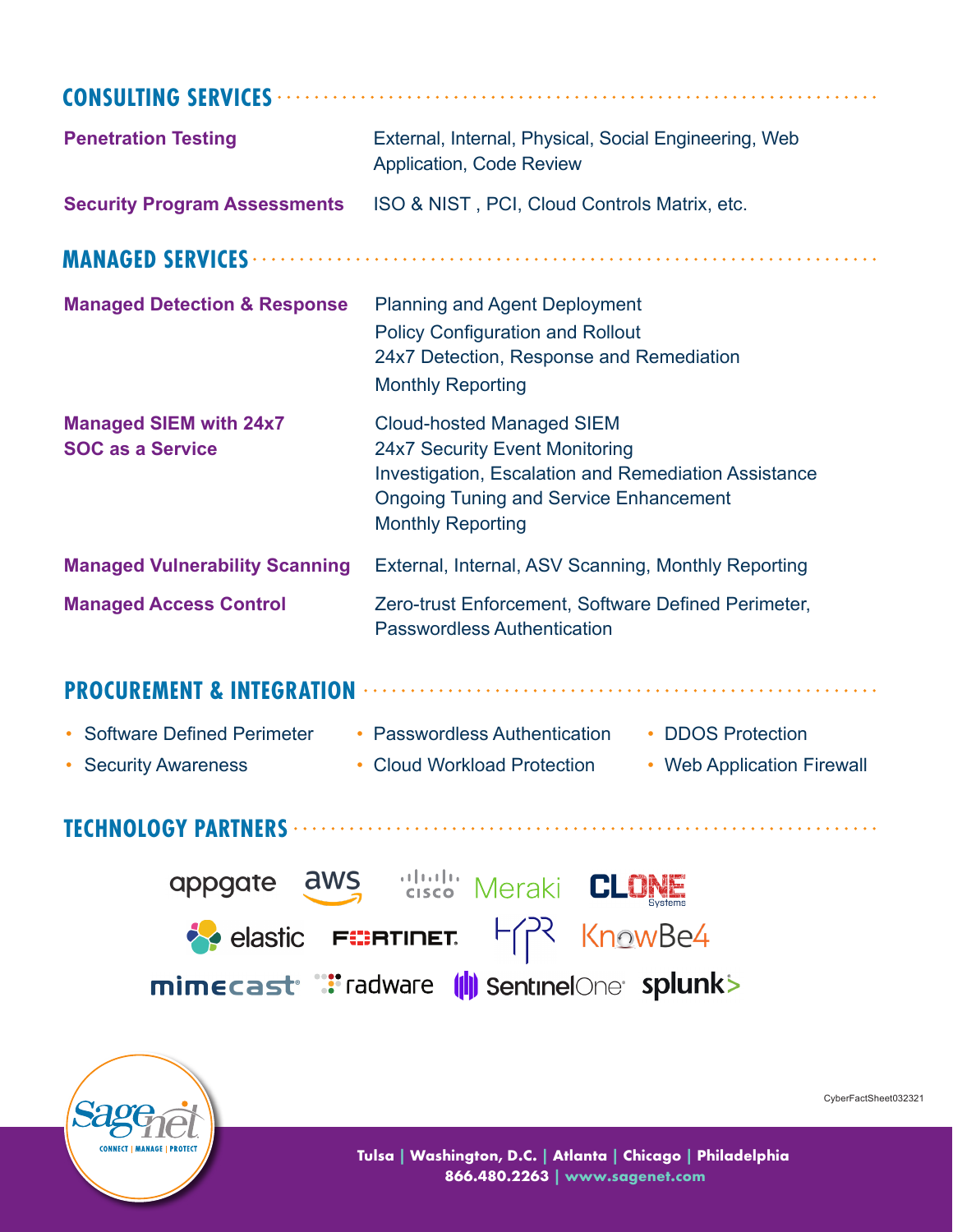## CONSULTING SERVICES

| | |
|---|---|
| **Penetration Testing** | External, Internal, Physical, Social Engineering, Web Application, Code Review |
| **Security Program Assessments** | ISO & NIST , PCI, Cloud Controls Matrix, etc. |

## MANAGED SERVICES

| | |
|---|---|
| **Managed Detection & Response** | Planning and Agent Deployment<br>Policy Configuration and Rollout<br>24x7 Detection, Response and Remediation<br>Monthly Reporting |
| **Managed SIEM with 24x7 SOC as a Service** | Cloud-hosted Managed SIEM<br>24x7 Security Event Monitoring<br>Investigation, Escalation and Remediation Assistance<br>Ongoing Tuning and Service Enhancement<br>Monthly Reporting |
| **Managed Vulnerability Scanning** | External, Internal, ASV Scanning, Monthly Reporting |
| **Managed Access Control** | Zero-trust Enforcement, Software Defined Perimeter, Passwordless Authentication |

## PROCUREMENT & INTEGRATION

- Software Defined Perimeter
- Security Awareness
- Passwordless Authentication
- Cloud Workload Protection
- DDOS Protection
- Web Application Firewall

## TECHNOLOGY PARTNERS

appgate, aws, cisco, Meraki, CLONE Systems, elastic, FORTINET, HYPR, KnowBe4, mimecast, radware, SentinelOne, splunk>

SageNet CONNECT | MANAGE | PROTECT

CyberFactSheet032321

Tulsa | Washington, D.C. | Atlanta | Chicago | Philadelphia
866.480.2263 | www.sagenet.com